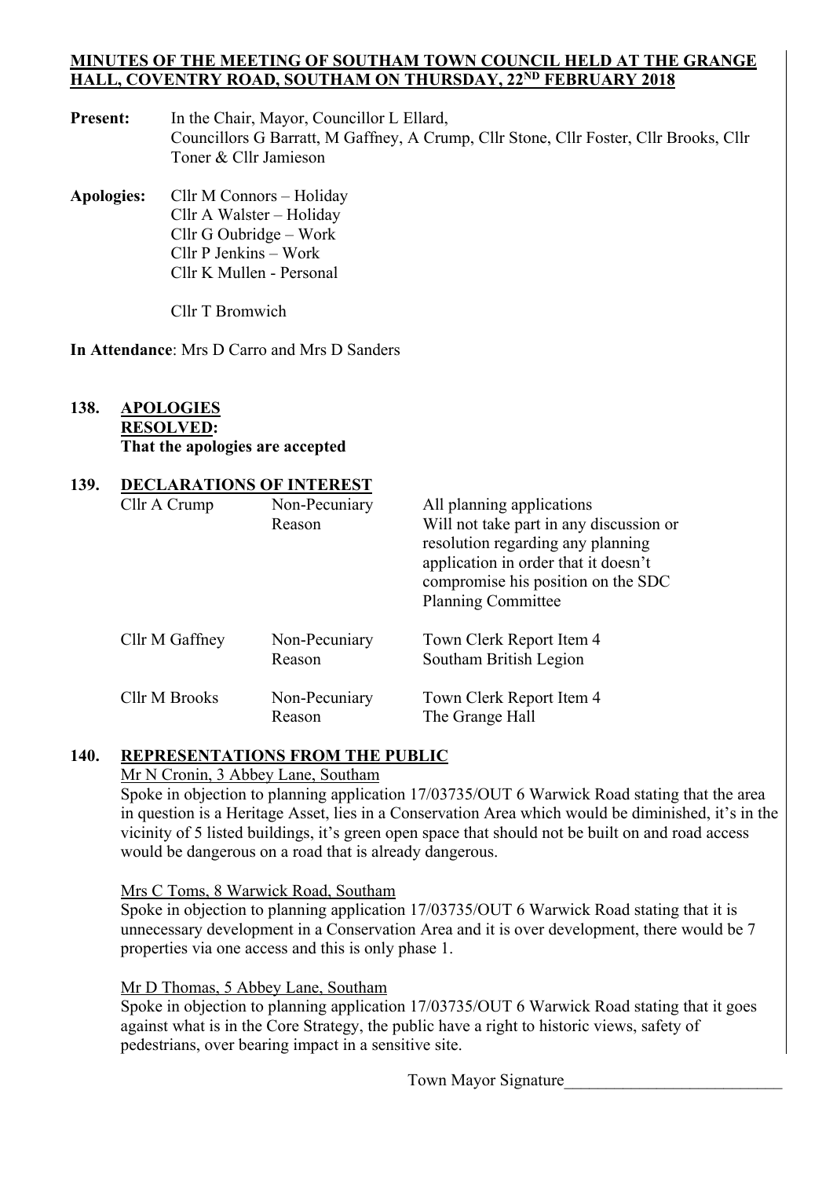# MINUTES OF THE MEETING OF SOUTHAM TOWN COUNCIL HELD AT THE GRANGE HALL, COVENTRY ROAD, SOUTHAM ON THURSDAY, 22ND FEBRUARY 2018

**Present:** In the Chair, Mayor, Councillor L Ellard,
Councillors G Barratt, M Gaffney, A Crump, Cllr Stone, Cllr Foster, Cllr Brooks, Cllr Toner & Cllr Jamieson

**Apologies:** Cllr M Connors – Holiday
Cllr A Walster – Holiday
Cllr G Oubridge – Work
Cllr P Jenkins – Work
Cllr K Mullen - Personal

Cllr T Bromwich

**In Attendance**: Mrs D Carro and Mrs D Sanders

## 138. APOLOGIES

**RESOLVED:**
**That the apologies are accepted**

## 139. DECLARATIONS OF INTEREST

| | | |
|---|---|---|
| Cllr A Crump | Non-Pecuniary Reason | All planning applications. Will not take part in any discussion or resolution regarding any planning application in order that it doesn't compromise his position on the SDC Planning Committee |
| Cllr M Gaffney | Non-Pecuniary Reason | Town Clerk Report Item 4 Southam British Legion |
| Cllr M Brooks | Non-Pecuniary Reason | Town Clerk Report Item 4 The Grange Hall |

## 140. REPRESENTATIONS FROM THE PUBLIC

Mr N Cronin, 3 Abbey Lane, Southam

Spoke in objection to planning application 17/03735/OUT 6 Warwick Road stating that the area in question is a Heritage Asset, lies in a Conservation Area which would be diminished, it's in the vicinity of 5 listed buildings, it's green open space that should not be built on and road access would be dangerous on a road that is already dangerous.

Mrs C Toms, 8 Warwick Road, Southam

Spoke in objection to planning application 17/03735/OUT 6 Warwick Road stating that it is unnecessary development in a Conservation Area and it is over development, there would be 7 properties via one access and this is only phase 1.

Mr D Thomas, 5 Abbey Lane, Southam

Spoke in objection to planning application 17/03735/OUT 6 Warwick Road stating that it goes against what is in the Core Strategy, the public have a right to historic views, safety of pedestrians, over bearing impact in a sensitive site.

Town Mayor Signature___________________________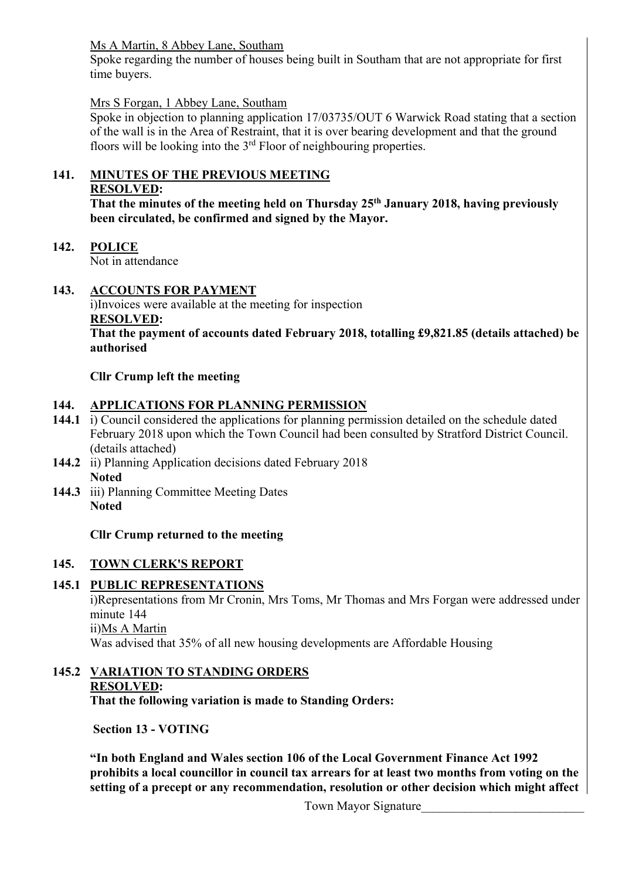Ms A Martin, 8 Abbey Lane, Southam

Spoke regarding the number of houses being built in Southam that are not appropriate for first time buyers.

Mrs S Forgan, 1 Abbey Lane, Southam

Spoke in objection to planning application 17/03735/OUT 6 Warwick Road stating that a section of the wall is in the Area of Restraint, that it is over bearing development and that the ground floors will be looking into the 3rd Floor of neighbouring properties.

## 141. MINUTES OF THE PREVIOUS MEETING

**RESOLVED:**

**That the minutes of the meeting held on Thursday 25th January 2018, having previously been circulated, be confirmed and signed by the Mayor.**

## 142. POLICE

Not in attendance

## 143. ACCOUNTS FOR PAYMENT

i)Invoices were available at the meeting for inspection

**RESOLVED:**

**That the payment of accounts dated February 2018, totalling £9,821.85 (details attached) be authorised**

**Cllr Crump left the meeting**

## 144. APPLICATIONS FOR PLANNING PERMISSION

**144.1** i) Council considered the applications for planning permission detailed on the schedule dated February 2018 upon which the Town Council had been consulted by Stratford District Council. (details attached)

**144.2** ii) Planning Application decisions dated February 2018
**Noted**

**144.3** iii) Planning Committee Meeting Dates
**Noted**

**Cllr Crump returned to the meeting**

## 145. TOWN CLERK'S REPORT

### 145.1 PUBLIC REPRESENTATIONS

i)Representations from Mr Cronin, Mrs Toms, Mr Thomas and Mrs Forgan were addressed under minute 144

ii)Ms A Martin

Was advised that 35% of all new housing developments are Affordable Housing

### 145.2 VARIATION TO STANDING ORDERS

**RESOLVED:**

**That the following variation is made to Standing Orders:**

**Section 13 - VOTING**

**"In both England and Wales section 106 of the Local Government Finance Act 1992 prohibits a local councillor in council tax arrears for at least two months from voting on the setting of a precept or any recommendation, resolution or other decision which might affect**

Town Mayor Signature__________________________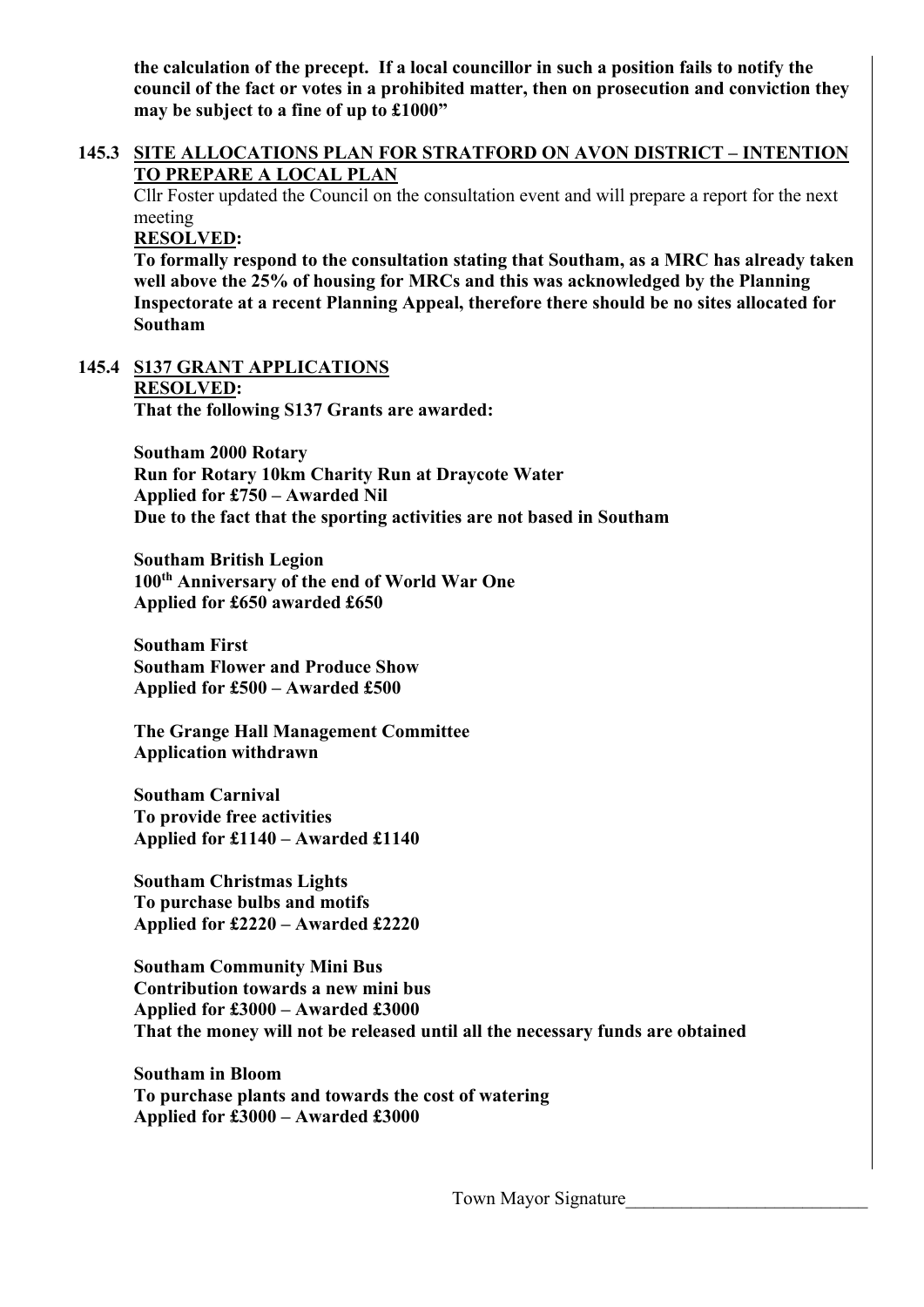**the calculation of the precept. If a local councillor in such a position fails to notify the council of the fact or votes in a prohibited matter, then on prosecution and conviction they may be subject to a fine of up to £1000"**

**145.3 <u>SITE ALLOCATIONS PLAN FOR STRATFORD ON AVON DISTRICT – INTENTION TO PREPARE A LOCAL PLAN</u>**

Cllr Foster updated the Council on the consultation event and will prepare a report for the next meeting

**<u>RESOLVED</u>:**

**To formally respond to the consultation stating that Southam, as a MRC has already taken well above the 25% of housing for MRCs and this was acknowledged by the Planning Inspectorate at a recent Planning Appeal, therefore there should be no sites allocated for Southam**

**145.4 <u>S137 GRANT APPLICATIONS</u>**

**<u>RESOLVED</u>:**

**That the following S137 Grants are awarded:**

**Southam 2000 Rotary**
**Run for Rotary 10km Charity Run at Draycote Water**
**Applied for £750 – Awarded Nil**
**Due to the fact that the sporting activities are not based in Southam**

**Southam British Legion**
**100th Anniversary of the end of World War One**
**Applied for £650 awarded £650**

**Southam First**
**Southam Flower and Produce Show**
**Applied for £500 – Awarded £500**

**The Grange Hall Management Committee**
**Application withdrawn**

**Southam Carnival**
**To provide free activities**
**Applied for £1140 – Awarded £1140**

**Southam Christmas Lights**
**To purchase bulbs and motifs**
**Applied for £2220 – Awarded £2220**

**Southam Community Mini Bus**
**Contribution towards a new mini bus**
**Applied for £3000 – Awarded £3000**
**That the money will not be released until all the necessary funds are obtained**

**Southam in Bloom**
**To purchase plants and towards the cost of watering**
**Applied for £3000 – Awarded £3000**

Town Mayor Signature\_\_\_\_\_\_\_\_\_\_\_\_\_\_\_\_\_\_\_\_\_\_\_\_\_\_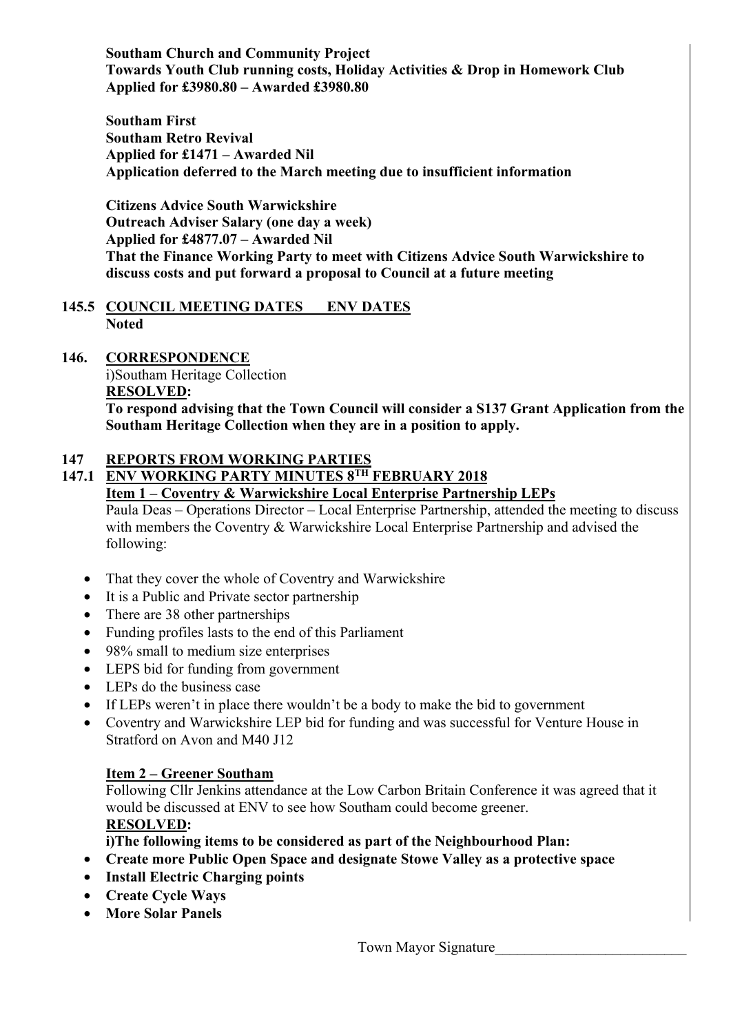**Southam Church and Community Project**
**Towards Youth Club running costs, Holiday Activities & Drop in Homework Club**
**Applied for £3980.80 – Awarded £3980.80**

**Southam First**
**Southam Retro Revival**
**Applied for £1471 – Awarded Nil**
**Application deferred to the March meeting due to insufficient information**

**Citizens Advice South Warwickshire**
**Outreach Adviser Salary (one day a week)**
**Applied for £4877.07 – Awarded Nil**
**That the Finance Working Party to meet with Citizens Advice South Warwickshire to discuss costs and put forward a proposal to Council at a future meeting**

**145.5 <u>COUNCIL MEETING DATES ENV DATES</u>**
**Noted**

**146. <u>CORRESPONDENCE</u>**
i)Southam Heritage Collection
**<u>RESOLVED:</u>**
**To respond advising that the Town Council will consider a S137 Grant Application from the Southam Heritage Collection when they are in a position to apply.**

**147 <u>REPORTS FROM WORKING PARTIES</u>**

**147.1 <u>ENV WORKING PARTY MINUTES 8TH FEBRUARY 2018</u>**

**<u>Item 1 – Coventry & Warwickshire Local Enterprise Partnership LEPs</u>**
Paula Deas – Operations Director – Local Enterprise Partnership, attended the meeting to discuss with members the Coventry & Warwickshire Local Enterprise Partnership and advised the following:

- That they cover the whole of Coventry and Warwickshire
- It is a Public and Private sector partnership
- There are 38 other partnerships
- Funding profiles lasts to the end of this Parliament
- 98% small to medium size enterprises
- LEPS bid for funding from government
- LEPs do the business case
- If LEPs weren't in place there wouldn't be a body to make the bid to government
- Coventry and Warwickshire LEP bid for funding and was successful for Venture House in Stratford on Avon and M40 J12

**<u>Item 2 – Greener Southam</u>**
Following Cllr Jenkins attendance at the Low Carbon Britain Conference it was agreed that it would be discussed at ENV to see how Southam could become greener.
**<u>RESOLVED:</u>**
**i)The following items to be considered as part of the Neighbourhood Plan:**

- **Create more Public Open Space and designate Stowe Valley as a protective space**
- **Install Electric Charging points**
- **Create Cycle Ways**
- **More Solar Panels**

Town Mayor Signature_________________________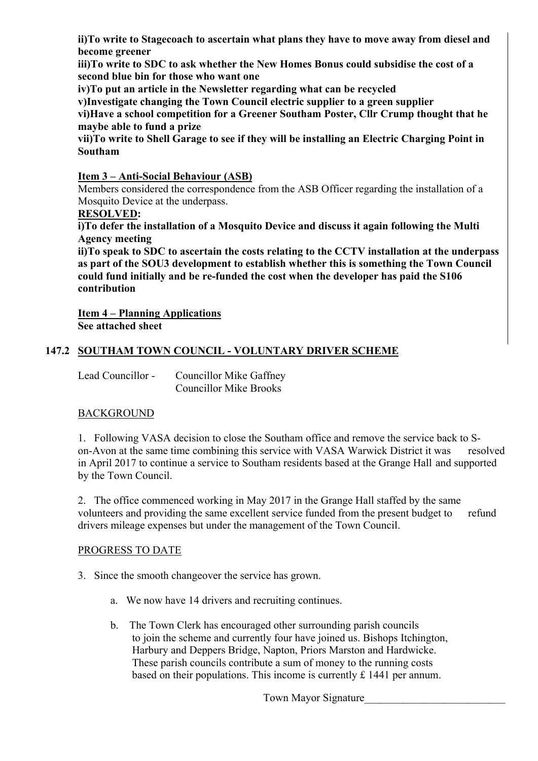**ii)To write to Stagecoach to ascertain what plans they have to move away from diesel and become greener**

**iii)To write to SDC to ask whether the New Homes Bonus could subsidise the cost of a second blue bin for those who want one**

**iv)To put an article in the Newsletter regarding what can be recycled**

**v)Investigate changing the Town Council electric supplier to a green supplier**

**vi)Have a school competition for a Greener Southam Poster, Cllr Crump thought that he maybe able to fund a prize**

**vii)To write to Shell Garage to see if they will be installing an Electric Charging Point in Southam**

**Item 3 – Anti-Social Behaviour (ASB)**

Members considered the correspondence from the ASB Officer regarding the installation of a Mosquito Device at the underpass.

**RESOLVED:**

**i)To defer the installation of a Mosquito Device and discuss it again following the Multi Agency meeting**

**ii)To speak to SDC to ascertain the costs relating to the CCTV installation at the underpass as part of the SOU3 development to establish whether this is something the Town Council could fund initially and be re-funded the cost when the developer has paid the S106 contribution**

**Item 4 – Planning Applications**

**See attached sheet**

## 147.2 SOUTHAM TOWN COUNCIL - VOLUNTARY DRIVER SCHEME

Lead Councillor - Councillor Mike Gaffney
Councillor Mike Brooks

BACKGROUND

1. Following VASA decision to close the Southam office and remove the service back to S-on-Avon at the same time combining this service with VASA Warwick District it was resolved in April 2017 to continue a service to Southam residents based at the Grange Hall and supported by the Town Council.

2. The office commenced working in May 2017 in the Grange Hall staffed by the same volunteers and providing the same excellent service funded from the present budget to refund drivers mileage expenses but under the management of the Town Council.

PROGRESS TO DATE

3. Since the smooth changeover the service has grown.

   a. We now have 14 drivers and recruiting continues.

   b. The Town Clerk has encouraged other surrounding parish councils to join the scheme and currently four have joined us. Bishops Itchington, Harbury and Deppers Bridge, Napton, Priors Marston and Hardwicke. These parish councils contribute a sum of money to the running costs based on their populations. This income is currently £ 1441 per annum.

Town Mayor Signature___________________________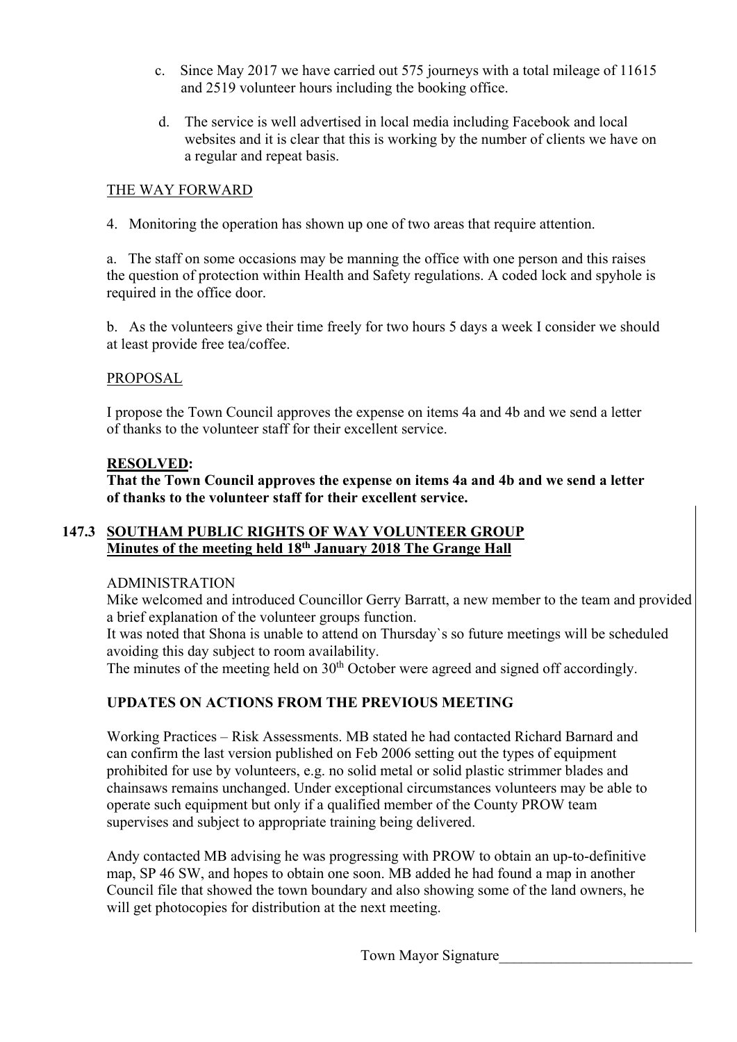c. Since May 2017 we have carried out 575 journeys with a total mileage of 11615 and 2519 volunteer hours including the booking office.

d. The service is well advertised in local media including Facebook and local websites and it is clear that this is working by the number of clients we have on a regular and repeat basis.

THE WAY FORWARD

4. Monitoring the operation has shown up one of two areas that require attention.

a. The staff on some occasions may be manning the office with one person and this raises the question of protection within Health and Safety regulations. A coded lock and spyhole is required in the office door.

b. As the volunteers give their time freely for two hours 5 days a week I consider we should at least provide free tea/coffee.

PROPOSAL

I propose the Town Council approves the expense on items 4a and 4b and we send a letter of thanks to the volunteer staff for their excellent service.

**RESOLVED:**
**That the Town Council approves the expense on items 4a and 4b and we send a letter of thanks to the volunteer staff for their excellent service.**

## 147.3 SOUTHAM PUBLIC RIGHTS OF WAY VOLUNTEER GROUP
**Minutes of the meeting held 18th January 2018 The Grange Hall**

ADMINISTRATION

Mike welcomed and introduced Councillor Gerry Barratt, a new member to the team and provided a brief explanation of the volunteer groups function.

It was noted that Shona is unable to attend on Thursday`s so future meetings will be scheduled avoiding this day subject to room availability.

The minutes of the meeting held on 30th October were agreed and signed off accordingly.

**UPDATES ON ACTIONS FROM THE PREVIOUS MEETING**

Working Practices – Risk Assessments. MB stated he had contacted Richard Barnard and can confirm the last version published on Feb 2006 setting out the types of equipment prohibited for use by volunteers, e.g. no solid metal or solid plastic strimmer blades and chainsaws remains unchanged. Under exceptional circumstances volunteers may be able to operate such equipment but only if a qualified member of the County PROW team supervises and subject to appropriate training being delivered.

Andy contacted MB advising he was progressing with PROW to obtain an up-to-definitive map, SP 46 SW, and hopes to obtain one soon. MB added he had found a map in another Council file that showed the town boundary and also showing some of the land owners, he will get photocopies for distribution at the next meeting.

Town Mayor Signature\_\_\_\_\_\_\_\_\_\_\_\_\_\_\_\_\_\_\_\_\_\_\_\_\_\_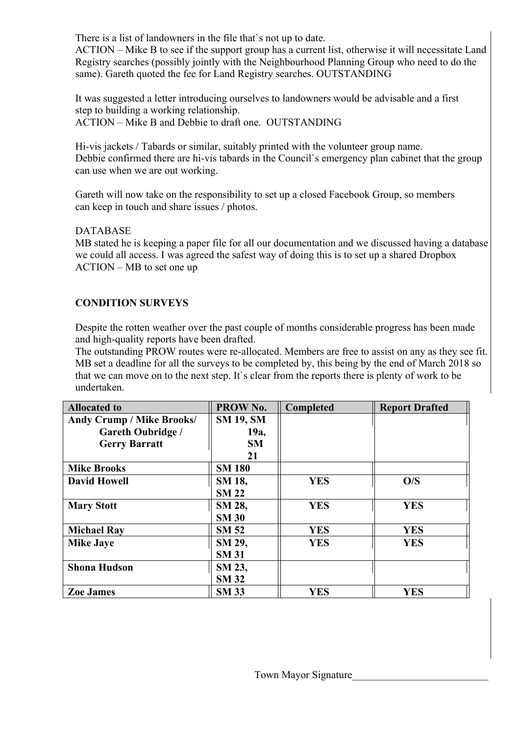There is a list of landowners in the file that`s not up to date.
ACTION – Mike B to see if the support group has a current list, otherwise it will necessitate Land Registry searches (possibly jointly with the Neighbourhood Planning Group who need to do the same). Gareth quoted the fee for Land Registry searches. OUTSTANDING

It was suggested a letter introducing ourselves to landowners would be advisable and a first step to building a working relationship.
ACTION – Mike B and Debbie to draft one. OUTSTANDING

Hi-vis jackets / Tabards or similar, suitably printed with the volunteer group name.
Debbie confirmed there are hi-vis tabards in the Council`s emergency plan cabinet that the group can use when we are out working.

Gareth will now take on the responsibility to set up a closed Facebook Group, so members can keep in touch and share issues / photos.

DATABASE
MB stated he is keeping a paper file for all our documentation and we discussed having a database we could all access. I was agreed the safest way of doing this is to set up a shared Dropbox
ACTION – MB to set one up

**CONDITION SURVEYS**

Despite the rotten weather over the past couple of months considerable progress has been made and high-quality reports have been drafted.
The outstanding PROW routes were re-allocated. Members are free to assist on any as they see fit. MB set a deadline for all the surveys to be completed by, this being by the end of March 2018 so that we can move on to the next step. It`s clear from the reports there is plenty of work to be undertaken.

| Allocated to | PROW No. | Completed | Report Drafted |
|---|---|---|---|
| **Andy Crump / Mike Brooks/ Gareth Oubridge / Gerry Barratt** | **SM 19, SM 19a, SM 21** | | |
| **Mike Brooks** | **SM 180** | | |
| **David Howell** | **SM 18, SM 22** | **YES** | **O/S** |
| **Mary Stott** | **SM 28, SM 30** | **YES** | **YES** |
| **Michael Ray** | **SM 52** | **YES** | **YES** |
| **Mike Jaye** | **SM 29, SM 31** | **YES** | **YES** |
| **Shona Hudson** | **SM 23, SM 32** | | |
| **Zoe James** | **SM 33** | **YES** | **YES** |

Town Mayor Signature__________________________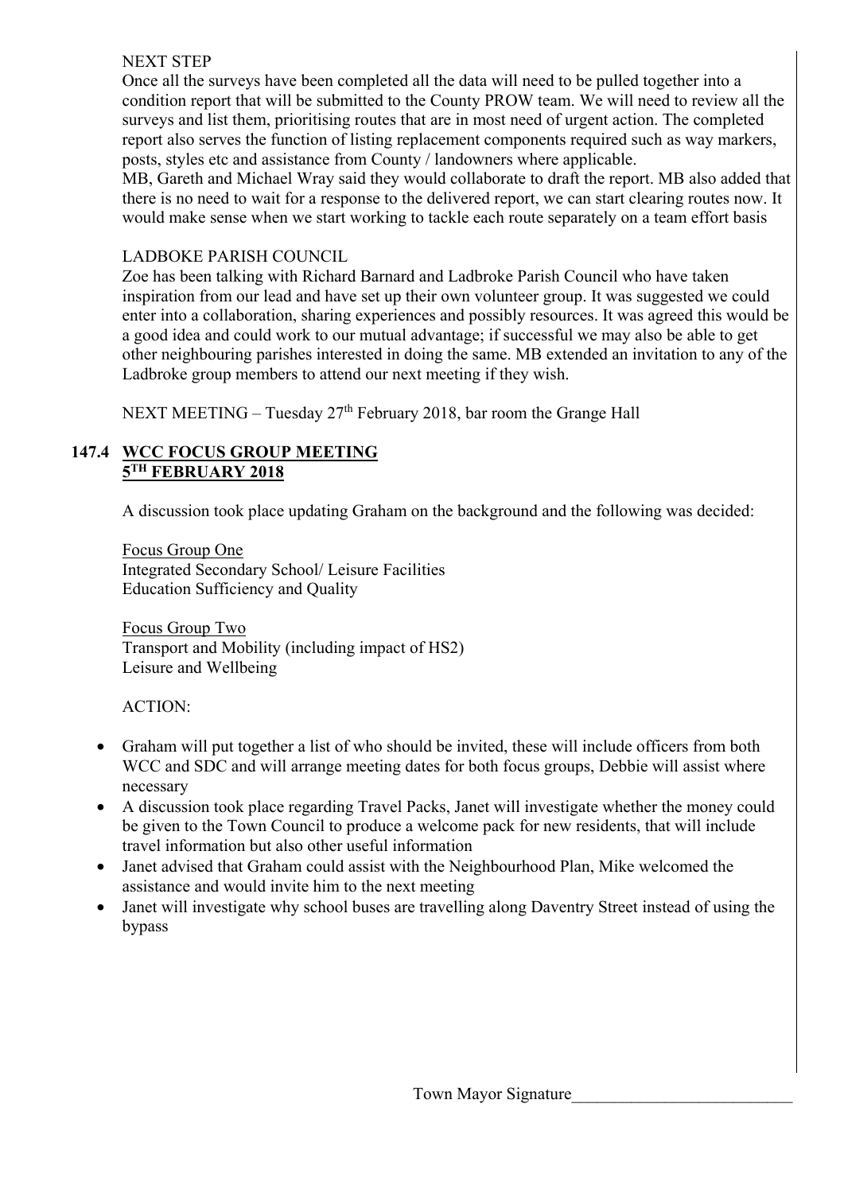NEXT STEP

Once all the surveys have been completed all the data will need to be pulled together into a condition report that will be submitted to the County PROW team. We will need to review all the surveys and list them, prioritising routes that are in most need of urgent action. The completed report also serves the function of listing replacement components required such as way markers, posts, styles etc and assistance from County / landowners where applicable.

MB, Gareth and Michael Wray said they would collaborate to draft the report. MB also added that there is no need to wait for a response to the delivered report, we can start clearing routes now. It would make sense when we start working to tackle each route separately on a team effort basis

LADBOKE PARISH COUNCIL

Zoe has been talking with Richard Barnard and Ladbroke Parish Council who have taken inspiration from our lead and have set up their own volunteer group. It was suggested we could enter into a collaboration, sharing experiences and possibly resources. It was agreed this would be a good idea and could work to our mutual advantage; if successful we may also be able to get other neighbouring parishes interested in doing the same. MB extended an invitation to any of the Ladbroke group members to attend our next meeting if they wish.

NEXT MEETING – Tuesday 27th February 2018, bar room the Grange Hall

## 147.4 WCC FOCUS GROUP MEETING 5TH FEBRUARY 2018

A discussion took place updating Graham on the background and the following was decided:

Focus Group One
Integrated Secondary School/ Leisure Facilities
Education Sufficiency and Quality

Focus Group Two
Transport and Mobility (including impact of HS2)
Leisure and Wellbeing

ACTION:

- Graham will put together a list of who should be invited, these will include officers from both WCC and SDC and will arrange meeting dates for both focus groups, Debbie will assist where necessary
- A discussion took place regarding Travel Packs, Janet will investigate whether the money could be given to the Town Council to produce a welcome pack for new residents, that will include travel information but also other useful information
- Janet advised that Graham could assist with the Neighbourhood Plan, Mike welcomed the assistance and would invite him to the next meeting
- Janet will investigate why school buses are travelling along Daventry Street instead of using the bypass

Town Mayor Signature__________________________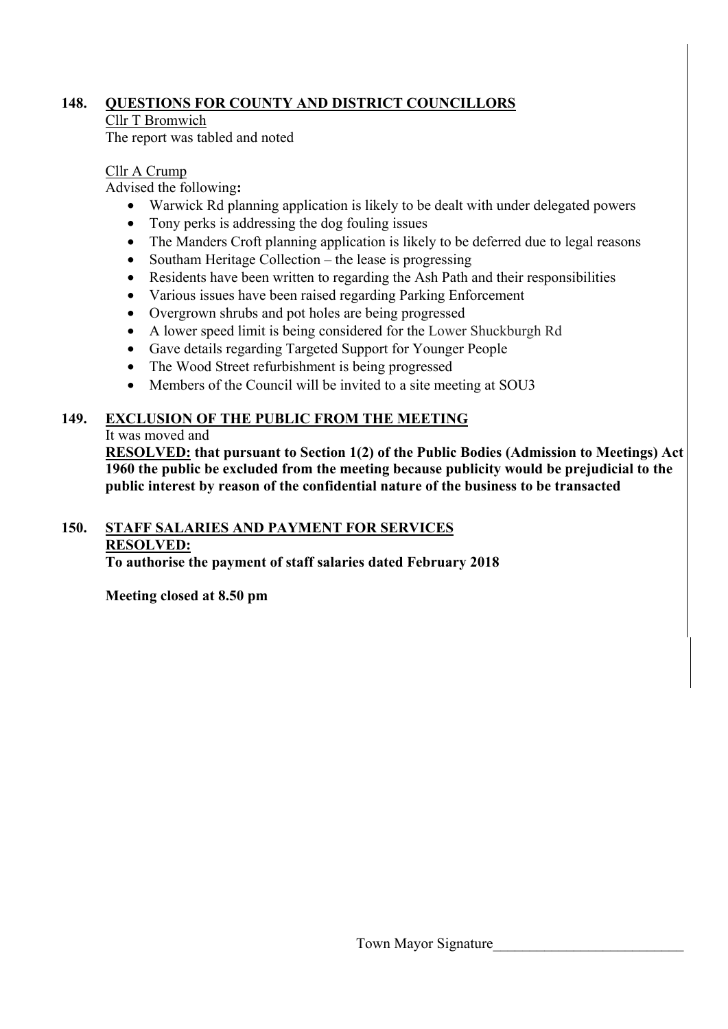## 148. QUESTIONS FOR COUNTY AND DISTRICT COUNCILLORS

Cllr T Bromwich

The report was tabled and noted

Cllr A Crump

Advised the following**:**

- Warwick Rd planning application is likely to be dealt with under delegated powers
- Tony perks is addressing the dog fouling issues
- The Manders Croft planning application is likely to be deferred due to legal reasons
- Southam Heritage Collection – the lease is progressing
- Residents have been written to regarding the Ash Path and their responsibilities
- Various issues have been raised regarding Parking Enforcement
- Overgrown shrubs and pot holes are being progressed
- A lower speed limit is being considered for the Lower Shuckburgh Rd
- Gave details regarding Targeted Support for Younger People
- The Wood Street refurbishment is being progressed
- Members of the Council will be invited to a site meeting at SOU3

## 149. EXCLUSION OF THE PUBLIC FROM THE MEETING

It was moved and

**RESOLVED: that pursuant to Section 1(2) of the Public Bodies (Admission to Meetings) Act 1960 the public be excluded from the meeting because publicity would be prejudicial to the public interest by reason of the confidential nature of the business to be transacted**

## 150. STAFF SALARIES AND PAYMENT FOR SERVICES

**RESOLVED:**

**To authorise the payment of staff salaries dated February 2018**

**Meeting closed at 8.50 pm**

Town Mayor Signature___________________________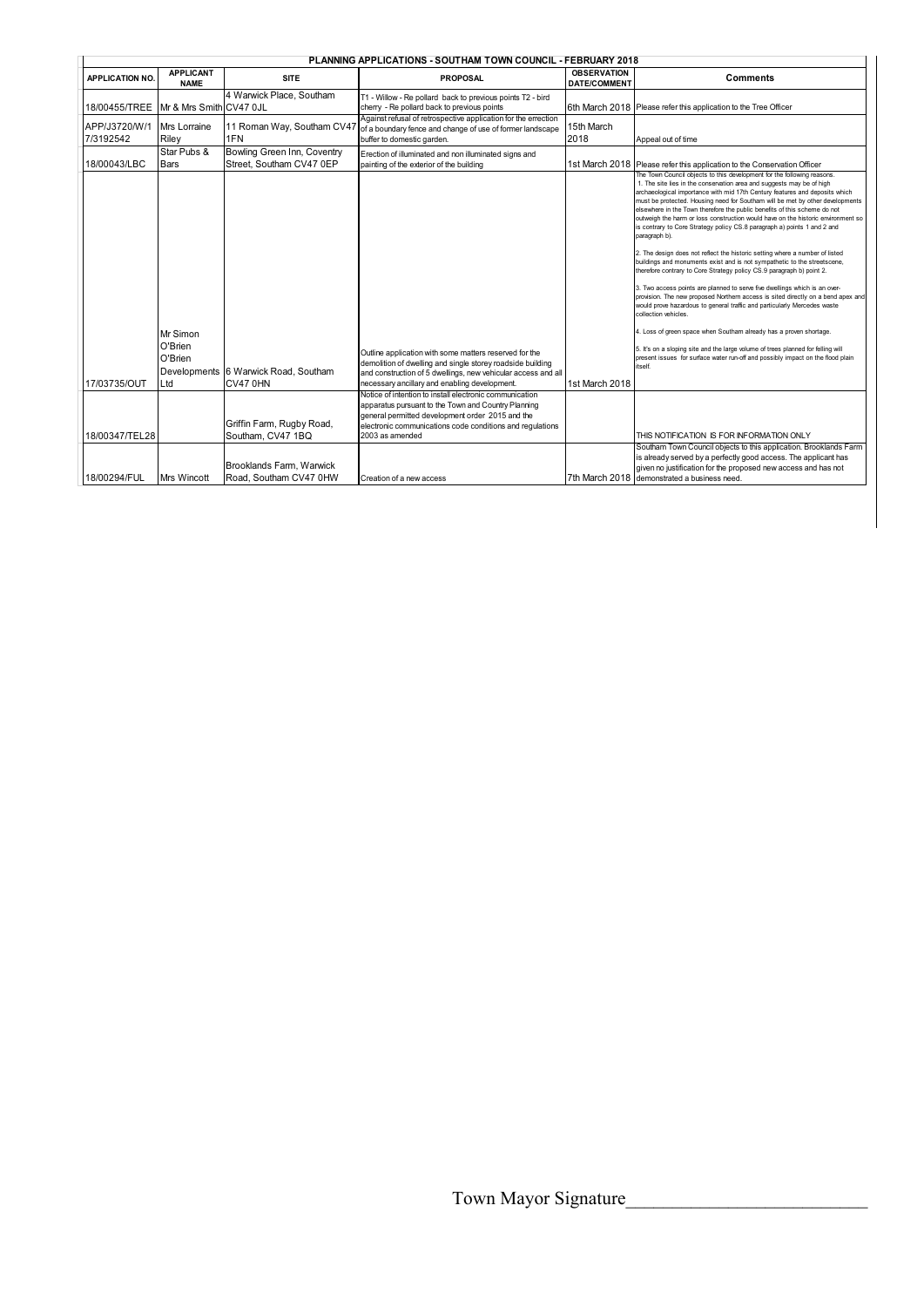| PLANNING APPLICATIONS - SOUTHAM TOWN COUNCIL - FEBRUARY 2018 | | | | | |
|---|---|---|---|---|---|
| **APPLICATION NO.** | **APPLICANT NAME** | **SITE** | **PROPOSAL** | **OBSERVATION DATE/COMMENT** | **Comments** |
| 18/00455/TREE | Mr & Mrs Smith | 4 Warwick Place, Southam CV47 0JL | T1 - Willow - Re pollard back to previous points T2 - bird cherry - Re pollard back to previous points | 6th March 2018 | Please refer this application to the Tree Officer |
| APP/J3720/W/17/3192542 | Mrs Lorraine Riley | 11 Roman Way, Southam CV47 1FN | Against refusal of retrospective application for the errection of a boundary fence and change of use of former landscape buffer to domestic garden. | 15th March 2018 | Appeal out of time |
| 18/00043/LBC | Star Pubs & Bars | Bowling Green Inn, Coventry Street, Southam CV47 0EP | Erection of illuminated and non illuminated signs and painting of the exterior of the building | 1st March 2018 | Please refer this application to the Conservation Officer |
| 17/03735/OUT | Mr Simon O'Brien O'Brien Developments Ltd | 6 Warwick Road, Southam CV47 0HN | Outline application with some matters reserved for the demolition of dwelling and single storey roadside building and construction of 5 dwellings, new vehicular access and all necessary ancillary and enabling development. | 1st March 2018 | The Town Council objects to this development for the following reasons.<br>1. The site lies in the conservation area and suggests may be of high archaeological importance with mid 17th Century features and deposits which must be protected. Housing need for Southam will be met by other developments elsewhere in the Town therefore the public benefits of this scheme do not outweigh the harm or loss construction would have on the historic environment so is contrary to Core Strategy policy CS.8 paragraph a) points 1 and 2 and paragraph b).<br>2. The design does not reflect the historic setting where a number of listed buildings and monuments exist and is not sympathetic to the streetscene, therefore contrary to Core Strategy policy CS.9 paragraph b) point 2.<br>3. Two access points are planned to serve five dwellings which is an over-provision. The new proposed Northern access is sited directly on a bend apex and would prove hazardous to general traffic and particularly Mercedes waste collection vehicles.<br>4. Loss of green space when Southam already has a proven shortage.<br>5. It's on a sloping site and the large volume of trees planned for felling will present issues for surface water run-off and possibly impact on the flood plain itself. |
| 18/00347/TEL28 | | Griffin Farm, Rugby Road, Southam, CV47 1BQ | Notice of intention to install electronic communication apparatus pursuant to the Town and Country Planning general permitted development order 2015 and the electronic communications code conditions and regulations 2003 as amended | | THIS NOTIFICATION IS FOR INFORMATION ONLY |
| 18/00294/FUL | Mrs Wincott | Brooklands Farm, Warwick Road, Southam CV47 0HW | Creation of a new access | 7th March 2018 | Southam Town Council objects to this application. Brooklands Farm is already served by a perfectly good access. The applicant has given no justification for the proposed new access and has not demonstrated a business need. |

Town Mayor Signature___________________________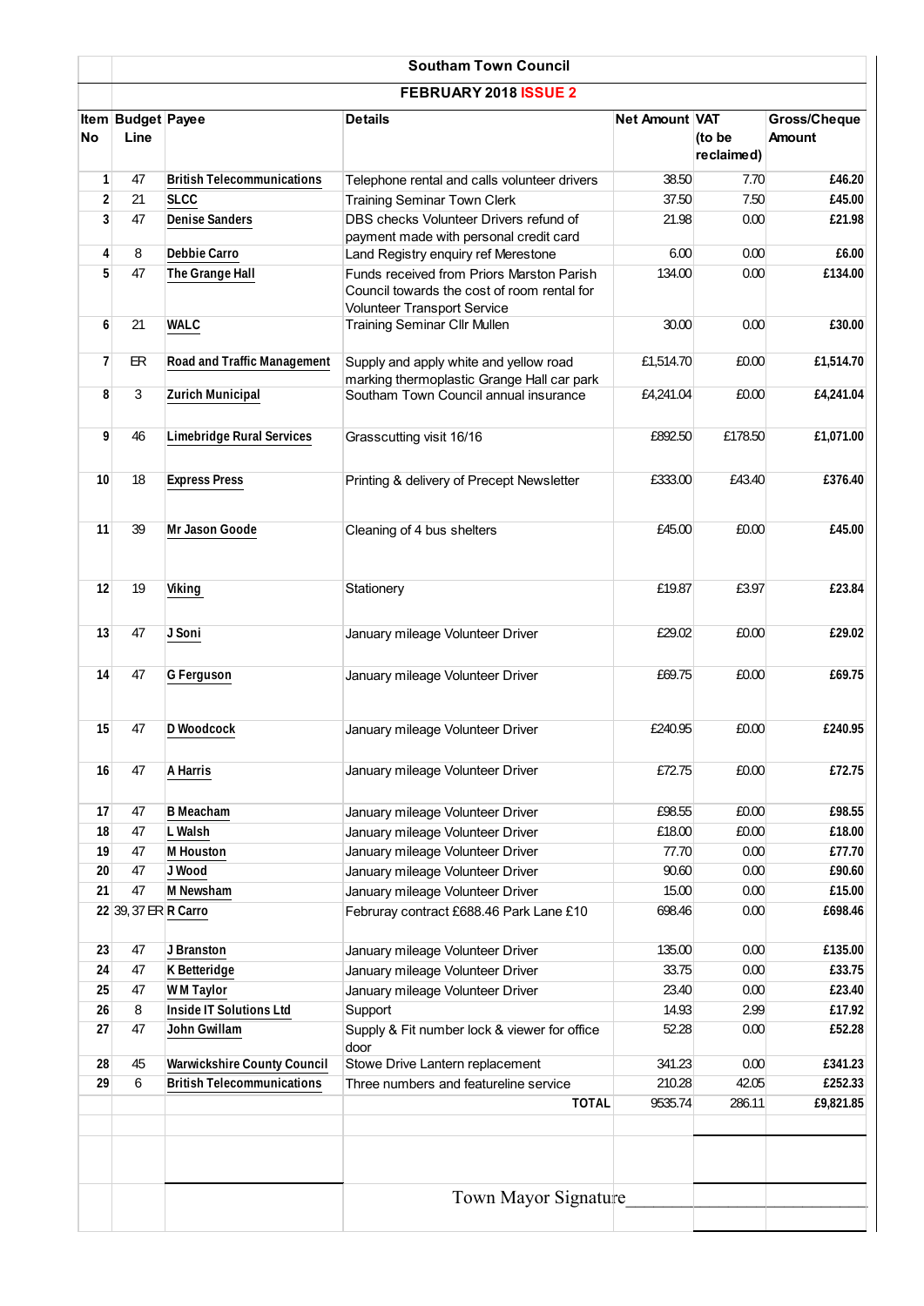**Southam Town Council**

**FEBRUARY 2018 ISSUE 2**

| Item No | Budget Line | Payee | Details | Net Amount | VAT (to be reclaimed) | Gross/Cheque Amount |
|---|---|---|---|---|---|---|
| 1 | 47 | British Telecommunications | Telephone rental and calls volunteer drivers | 38.50 | 7.70 | £46.20 |
| 2 | 21 | SLCC | Training Seminar Town Clerk | 37.50 | 7.50 | £45.00 |
| 3 | 47 | Denise Sanders | DBS checks Volunteer Drivers refund of payment made with personal credit card | 21.98 | 0.00 | £21.98 |
| 4 | 8 | Debbie Carro | Land Registry enquiry ref Merestone | 6.00 | 0.00 | £6.00 |
| 5 | 47 | The Grange Hall | Funds received from Priors Marston Parish Council towards the cost of room rental for Volunteer Transport Service | 134.00 | 0.00 | £134.00 |
| 6 | 21 | WALC | Training Seminar Cllr Mullen | 30.00 | 0.00 | £30.00 |
| 7 | ER | Road and Traffic Management | Supply and apply white and yellow road marking thermoplastic Grange Hall car park | £1,514.70 | £0.00 | £1,514.70 |
| 8 | 3 | Zurich Municipal | Southam Town Council annual insurance | £4,241.04 | £0.00 | £4,241.04 |
| 9 | 46 | Limebridge Rural Services | Grasscutting visit 16/16 | £892.50 | £178.50 | £1,071.00 |
| 10 | 18 | Express Press | Printing & delivery of Precept Newsletter | £333.00 | £43.40 | £376.40 |
| 11 | 39 | Mr Jason Goode | Cleaning of 4 bus shelters | £45.00 | £0.00 | £45.00 |
| 12 | 19 | Viking | Stationery | £19.87 | £3.97 | £23.84 |
| 13 | 47 | J Soni | January mileage Volunteer Driver | £29.02 | £0.00 | £29.02 |
| 14 | 47 | G Ferguson | January mileage Volunteer Driver | £69.75 | £0.00 | £69.75 |
| 15 | 47 | D Woodcock | January mileage Volunteer Driver | £240.95 | £0.00 | £240.95 |
| 16 | 47 | A Harris | January mileage Volunteer Driver | £72.75 | £0.00 | £72.75 |
| 17 | 47 | B Meacham | January mileage Volunteer Driver | £98.55 | £0.00 | £98.55 |
| 18 | 47 | L Walsh | January mileage Volunteer Driver | £18.00 | £0.00 | £18.00 |
| 19 | 47 | M Houston | January mileage Volunteer Driver | 77.70 | 0.00 | £77.70 |
| 20 | 47 | J Wood | January mileage Volunteer Driver | 90.60 | 0.00 | £90.60 |
| 21 | 47 | M Newsham | January mileage Volunteer Driver | 15.00 | 0.00 | £15.00 |
| 22 | 39, 37 ER | R Carro | Februray contract £688.46 Park Lane £10 | 698.46 | 0.00 | £698.46 |
| 23 | 47 | J Branston | January mileage Volunteer Driver | 135.00 | 0.00 | £135.00 |
| 24 | 47 | K Betteridge | January mileage Volunteer Driver | 33.75 | 0.00 | £33.75 |
| 25 | 47 | W M Taylor | January mileage Volunteer Driver | 23.40 | 0.00 | £23.40 |
| 26 | 8 | Inside IT Solutions Ltd | Support | 14.93 | 2.99 | £17.92 |
| 27 | 47 | John Gwillam | Supply & Fit number lock & viewer for office door | 52.28 | 0.00 | £52.28 |
| 28 | 45 | Warwickshire County Council | Stowe Drive Lantern replacement | 341.23 | 0.00 | £341.23 |
| 29 | 6 | British Telecommunications | Three numbers and featureline service | 210.28 | 42.05 | £252.33 |
| | | | **TOTAL** | 9535.74 | 286.11 | £9,821.85 |

Town Mayor Signature\_\_\_\_\_\_\_\_\_\_\_\_\_\_\_\_\_\_\_\_